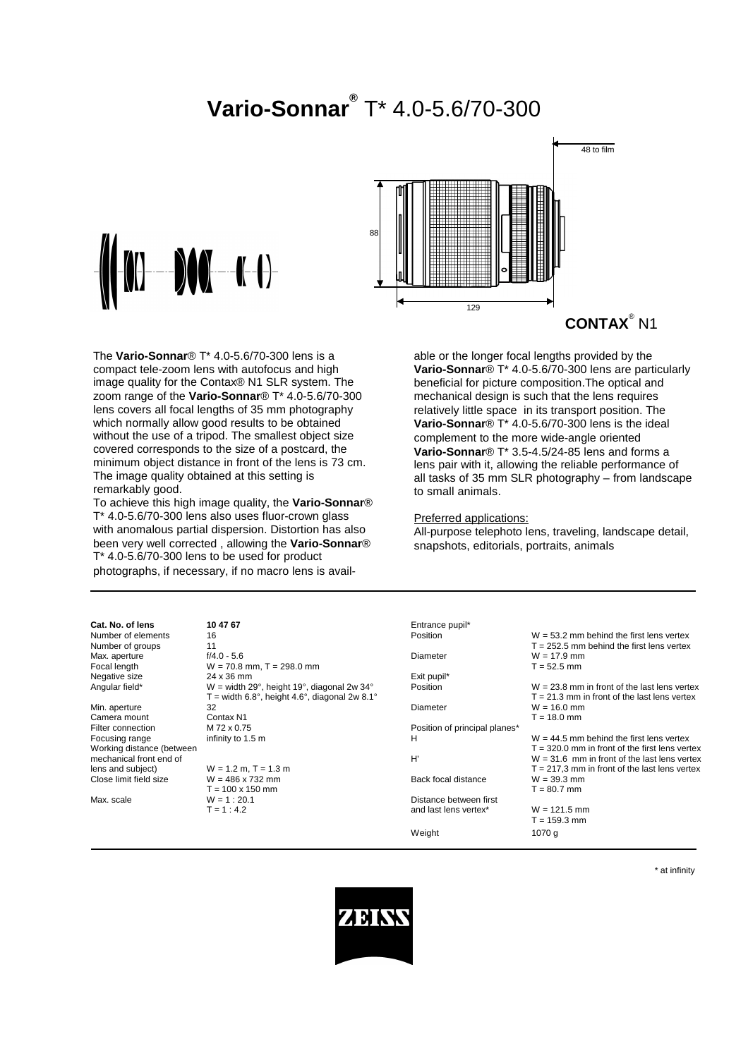# Vario-Sonnar® T* 4.0-5.6/70-300

48 to film

88

129

**CONTAX**® N1

The **Vario-Sonnar**® T* 4.0-5.6/70-300 lens is a compact tele-zoom lens with autofocus and high image quality for the Contax® N1 SLR system. The zoom range of the **Vario-Sonnar**® T* 4.0-5.6/70-300 lens covers all focal lengths of 35 mm photography which normally allow good results to be obtained without the use of a tripod. The smallest object size covered corresponds to the size of a postcard, the minimum object distance in front of the lens is 73 cm. The image quality obtained at this setting is remarkably good.

To achieve this high image quality, the **Vario-Sonnar**® T* 4.0-5.6/70-300 lens also uses fluor-crown glass with anomalous partial dispersion. Distortion has also been very well corrected , allowing the **Vario-Sonnar**® T* 4.0-5.6/70-300 lens to be used for product photographs, if necessary, if no macro lens is available or the longer focal lengths provided by the **Vario-Sonnar**® T* 4.0-5.6/70-300 lens are particularly beneficial for picture composition.The optical and mechanical design is such that the lens requires relatively little space in its transport position. The **Vario-Sonnar**® T* 4.0-5.6/70-300 lens is the ideal complement to the more wide-angle oriented **Vario-Sonnar**® T* 3.5-4.5/24-85 lens and forms a lens pair with it, allowing the reliable performance of all tasks of 35 mm SLR photography – from landscape to small animals.

Preferred applications:
All-purpose telephoto lens, traveling, landscape detail, snapshots, editorials, portraits, animals

| | |
|---|---|
| **Cat. No. of lens** | **10 47 67** |
| Number of elements | 16 |
| Number of groups | 11 |
| Max. aperture | f/4.0 - 5.6 |
| Focal length | W = 70.8 mm, T = 298.0 mm |
| Negative size | 24 x 36 mm |
| Angular field* | W = width 29°, height 19°, diagonal 2w 34°<br>T = width 6.8°, height 4.6°, diagonal 2w 8.1° |
| Min. aperture | 32 |
| Camera mount | Contax N1 |
| Filter connection | M 72 x 0.75 |
| Focusing range | infinity to 1.5 m |
| Working distance (between mechanical front end of lens and subject) | W = 1.2 m, T = 1.3 m |
| Close limit field size | W = 486 x 732 mm<br>T = 100 x 150 mm |
| Max. scale | W = 1 : 20.1<br>T = 1 : 4.2 |

| | |
|---|---|
| Entrance pupil* | |
| Position | W = 53.2 mm behind the first lens vertex<br>T = 252.5 mm behind the first lens vertex |
| Diameter | W = 17.9 mm<br>T = 52.5 mm |
| Exit pupil* | |
| Position | W = 23.8 mm in front of the last lens vertex<br>T = 21.3 mm in front of the last lens vertex |
| Diameter | W = 16.0 mm<br>T = 18.0 mm |
| Position of principal planes* | |
| H | W = 44.5 mm behind the first lens vertex<br>T = 320.0 mm in front of the first lens vertex |
| H' | W = 31.6 mm in front of the last lens vertex<br>T = 217,3 mm in front of the last lens vertex |
| Back focal distance | W = 39.3 mm<br>T = 80.7 mm |
| Distance between first and last lens vertex* | W = 121.5 mm<br>T = 159.3 mm |
| Weight | 1070 g |

\* at infinity

ZEISS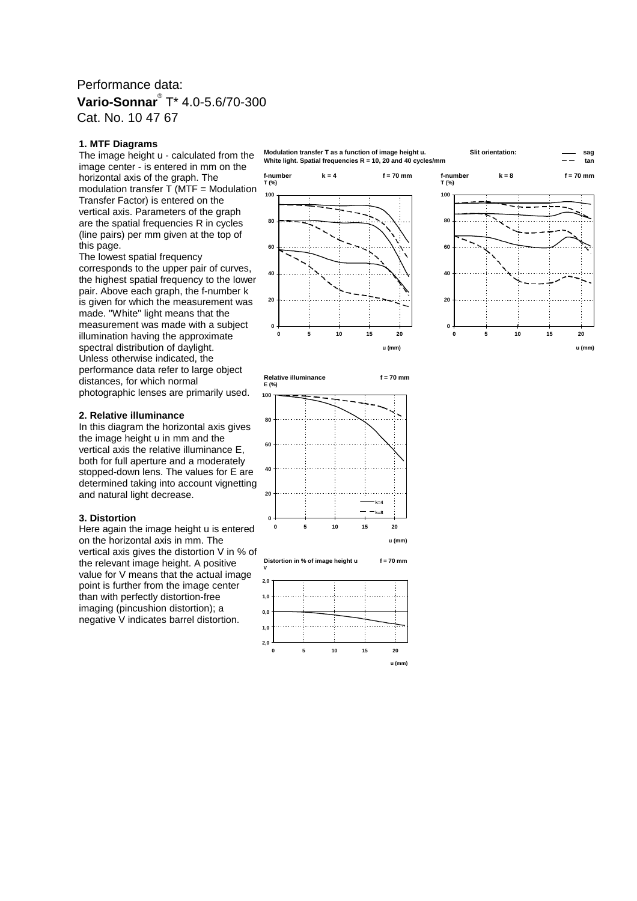Performance data:

**Vario-Sonnar**® T* 4.0-5.6/70-300

Cat. No. 10 47 67

### 1. MTF Diagrams

The image height u - calculated from the image center - is entered in mm on the horizontal axis of the graph. The modulation transfer T (MTF = Modulation Transfer Factor) is entered on the vertical axis. Parameters of the graph are the spatial frequencies R in cycles (line pairs) per mm given at the top of this page.

The lowest spatial frequency corresponds to the upper pair of curves, the highest spatial frequency to the lower pair. Above each graph, the f-number k is given for which the measurement was made. "White" light means that the measurement was made with a subject illumination having the approximate spectral distribution of daylight.

Unless otherwise indicated, the performance data refer to large object distances, for which normal photographic lenses are primarily used.

### 2. Relative illuminance

In this diagram the horizontal axis gives the image height u in mm and the vertical axis the relative illuminance E, both for full aperture and a moderately stopped-down lens. The values for E are determined taking into account vignetting and natural light decrease.

### 3. Distortion

Here again the image height u is entered on the horizontal axis in mm. The vertical axis gives the distortion V in % of the relevant image height. A positive value for V means that the actual image point is further from the image center than with perfectly distortion-free imaging (pincushion distortion); a negative V indicates barrel distortion.

Modulation transfer T as a function of image height u. White light. Spatial frequencies R = 10, 20 and 40 cycles/mm

Slit orientation: —— sag, – – tan

f-number k = 4, f = 70 mm

f-number k = 8, f = 70 mm

Relative illuminance E (%), f = 70 mm (—— k=4, – – k=8)

Distortion in % of image height u, V, f = 70 mm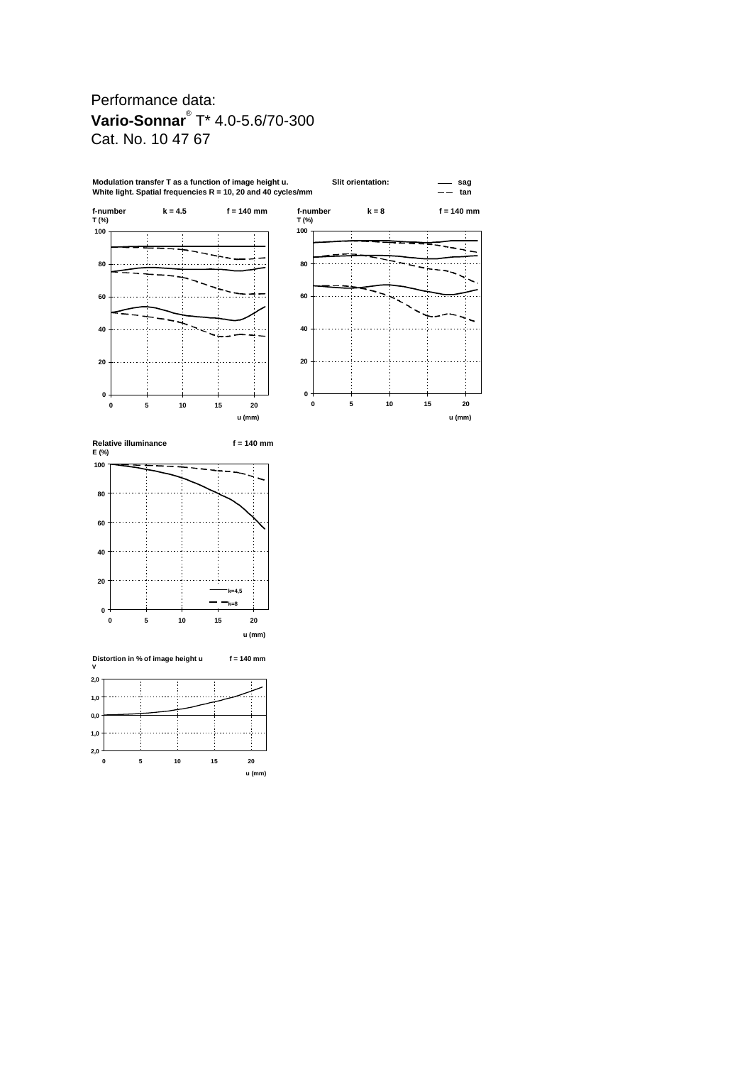Performance data:

**Vario-Sonnar**® T* 4.0-5.6/70-300

Cat. No. 10 47 67

**Modulation transfer T as a function of image height u.**
**White light. Spatial frequencies R = 10, 20 and 40 cycles/mm**

**Slit orientation:** —— sag, – – tan

**f-number k = 4.5 f = 140 mm**

**T (%)**

**u (mm)**

**f-number k = 8 f = 140 mm**

**T (%)**

**u (mm)**

**Relative illuminance f = 140 mm**

**E (%)**

**k=4,5**

**k=8**

**u (mm)**

**Distortion in % of image height u f = 140 mm**

**V**

**u (mm)**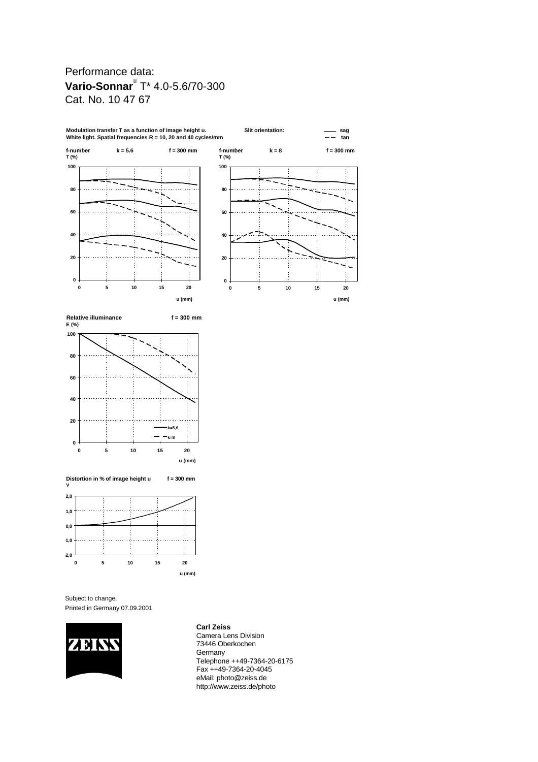Performance data:

**Vario-Sonnar**® T* 4.0-5.6/70-300

Cat. No. 10 47 67

**Modulation transfer T as a function of image height u.**
**White light. Spatial frequencies R = 10, 20 and 40 cycles/mm**

**Slit orientation:**

sag

tan

**f-number** **k = 5.6** **f = 300 mm**

T (%)

100
80
60
40
20
0

0 5 10 15 20

u (mm)

**f-number** **k = 8** **f = 300 mm**

T (%)

100
80
60
40
20
0

0 5 10 15 20

u (mm)

**Relative illuminance** **f = 300 mm**

E (%)

100
80
60
40
20
0

0 5 10 15 20

u (mm)

k=5,6

k=8

**Distortion in % of image height u** **f = 300 mm**

V

2,0
1,0
0,0
1,0
2,0

0 5 10 15 20

u (mm)

Subject to change.
Printed in Germany 07.09.2001

ZEISS

**Carl Zeiss**
Camera Lens Division
73446 Oberkochen
Germany
Telephone ++49-7364-20-6175
Fax ++49-7364-20-4045
eMail: photo@zeiss.de
http://www.zeiss.de/photo